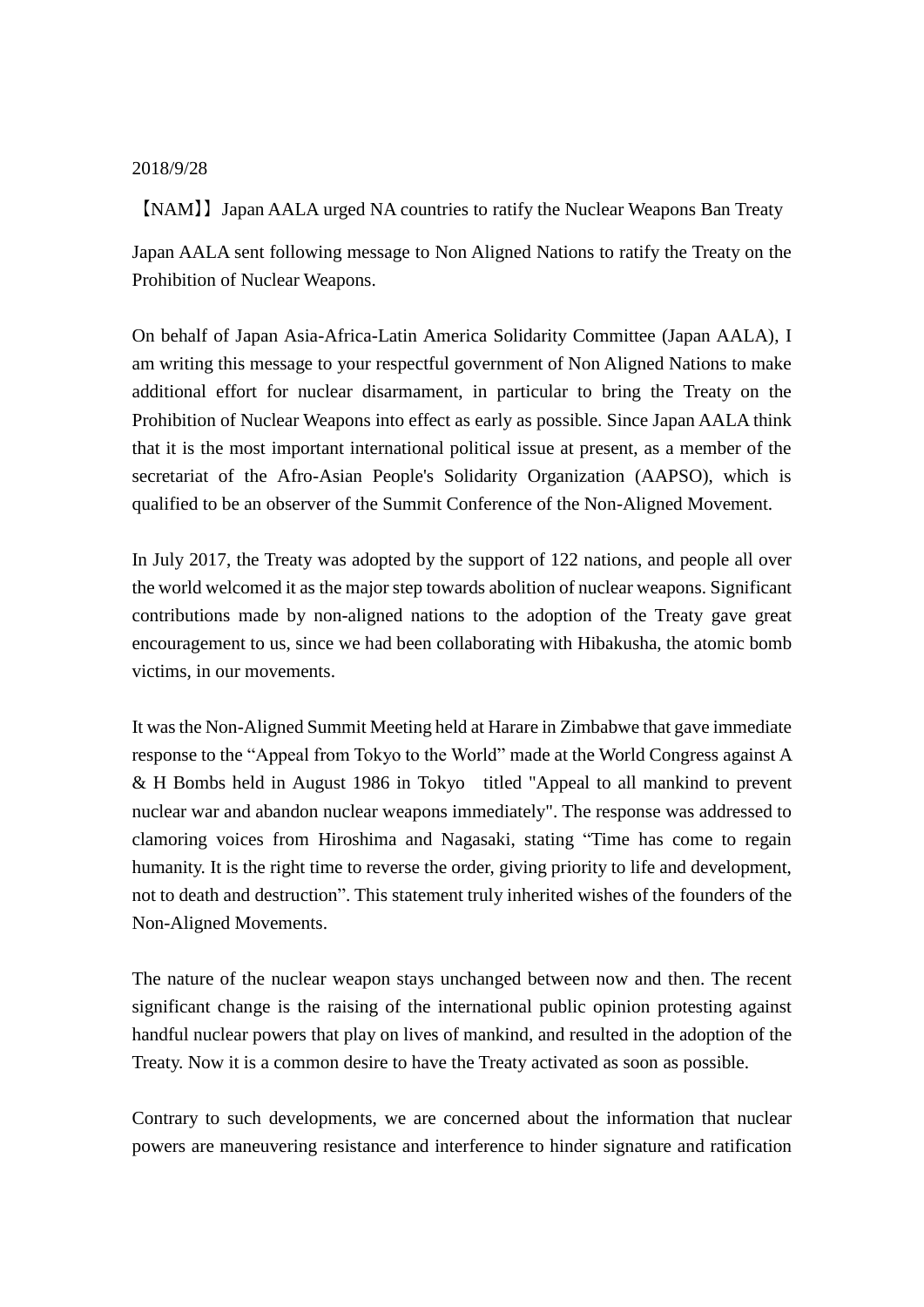2018/9/28

【NAM】】Japan AALA urged NA countries to ratify the Nuclear Weapons Ban Treaty

Japan AALA sent following message to Non Aligned Nations to ratify the Treaty on the Prohibition of Nuclear Weapons.

On behalf of Japan Asia-Africa-Latin America Solidarity Committee (Japan AALA), I am writing this message to your respectful government of Non Aligned Nations to make additional effort for nuclear disarmament, in particular to bring the Treaty on the Prohibition of Nuclear Weapons into effect as early as possible. Since Japan AALA think that it is the most important international political issue at present, as a member of the secretariat of the Afro-Asian People's Solidarity Organization (AAPSO), which is qualified to be an observer of the Summit Conference of the Non-Aligned Movement.

In July 2017, the Treaty was adopted by the support of 122 nations, and people all over the world welcomed it as the major step towards abolition of nuclear weapons. Significant contributions made by non-aligned nations to the adoption of the Treaty gave great encouragement to us, since we had been collaborating with Hibakusha, the atomic bomb victims, in our movements.

It was the Non-Aligned Summit Meeting held at Harare in Zimbabwe that gave immediate response to the "Appeal from Tokyo to the World" made at the World Congress against A & H Bombs held in August 1986 in Tokyo titled "Appeal to all mankind to prevent nuclear war and abandon nuclear weapons immediately". The response was addressed to clamoring voices from Hiroshima and Nagasaki, stating "Time has come to regain humanity. It is the right time to reverse the order, giving priority to life and development, not to death and destruction". This statement truly inherited wishes of the founders of the Non-Aligned Movements.

The nature of the nuclear weapon stays unchanged between now and then. The recent significant change is the raising of the international public opinion protesting against handful nuclear powers that play on lives of mankind, and resulted in the adoption of the Treaty. Now it is a common desire to have the Treaty activated as soon as possible.

Contrary to such developments, we are concerned about the information that nuclear powers are maneuvering resistance and interference to hinder signature and ratification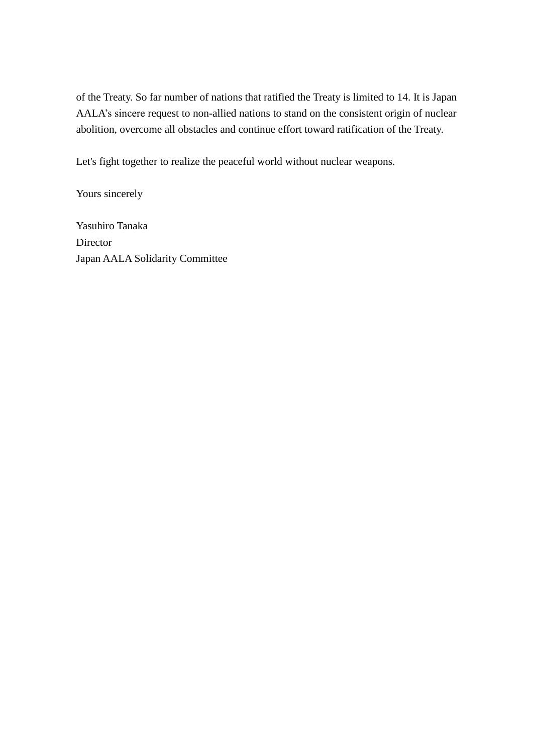of the Treaty. So far number of nations that ratified the Treaty is limited to 14. It is Japan AALA's sincere request to non-allied nations to stand on the consistent origin of nuclear abolition, overcome all obstacles and continue effort toward ratification of the Treaty.

Let's fight together to realize the peaceful world without nuclear weapons.

Yours sincerely

Yasuhiro Tanaka
Director
Japan AALA Solidarity Committee